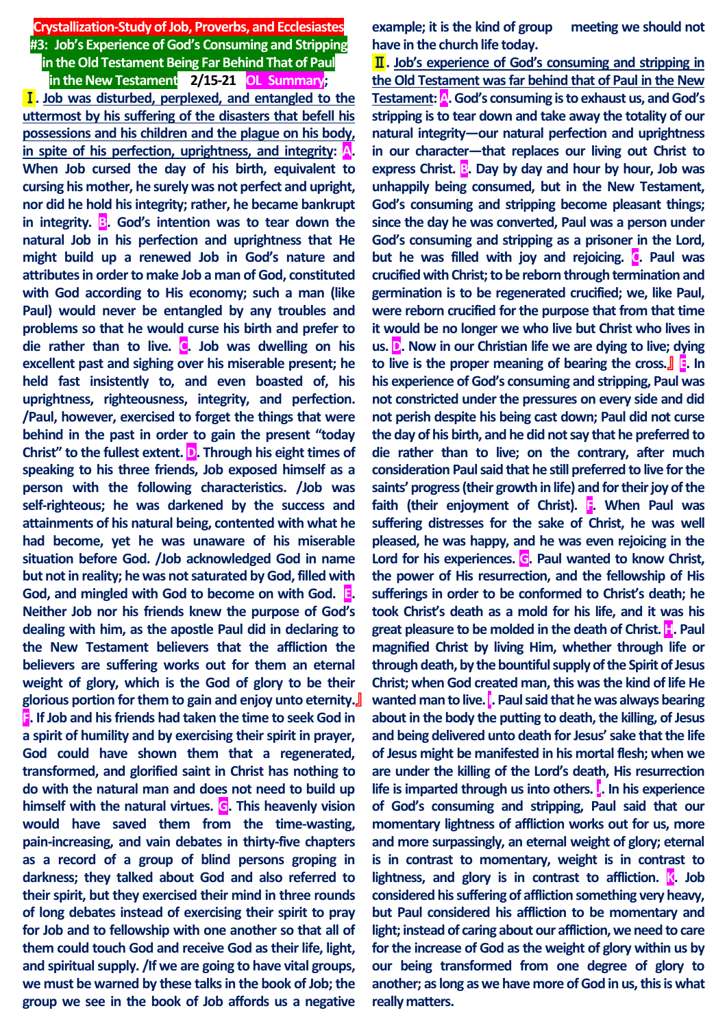# Crystallization-Study of Job, Proverbs, and Ecclesiastes

## #3: Job's Experience of God's Consuming and Stripping in the Old Testament Being Far Behind That of Paul in the New Testament 2/15-21 OL Summary;

**Ⅰ. Job was disturbed, perplexed, and entangled to the uttermost by his suffering of the disasters that befell his possessions and his children and the plague on his body, in spite of his perfection, uprightness, and integrity: A. When Job cursed the day of his birth, equivalent to cursing his mother, he surely was not perfect and upright, nor did he hold his integrity; rather, he became bankrupt in integrity. B. God's intention was to tear down the natural Job in his perfection and uprightness that He might build up a renewed Job in God's nature and attributes in order to make Job a man of God, constituted with God according to His economy; such a man (like Paul) would never be entangled by any troubles and problems so that he would curse his birth and prefer to die rather than to live. C. Job was dwelling on his excellent past and sighing over his miserable present; he held fast insistently to, and even boasted of, his uprightness, righteousness, integrity, and perfection. /Paul, however, exercised to forget the things that were behind in the past in order to gain the present "today Christ" to the fullest extent. D. Through his eight times of speaking to his three friends, Job exposed himself as a person with the following characteristics. /Job was self-righteous; he was darkened by the success and attainments of his natural being, contented with what he had become, yet he was unaware of his miserable situation before God. /Job acknowledged God in name but not in reality; he was not saturated by God, filled with God, and mingled with God to become on with God. E. Neither Job nor his friends knew the purpose of God's dealing with him, as the apostle Paul did in declaring to the New Testament believers that the affliction the believers are suffering works out for them an eternal weight of glory, which is the God of glory to be their glorious portion for them to gain and enjoy unto eternity.』 F. If Job and his friends had taken the time to seek God in a spirit of humility and by exercising their spirit in prayer, God could have shown them that a regenerated, transformed, and glorified saint in Christ has nothing to do with the natural man and does not need to build up himself with the natural virtues. G. This heavenly vision would have saved them from the time-wasting, pain-increasing, and vain debates in thirty-five chapters as a record of a group of blind persons groping in darkness; they talked about God and also referred to their spirit, but they exercised their mind in three rounds of long debates instead of exercising their spirit to pray for Job and to fellowship with one another so that all of them could touch God and receive God as their life, light, and spiritual supply. /If we are going to have vital groups, we must be warned by these talks in the book of Job; the group we see in the book of Job affords us a negative example; it is the kind of group meeting we should not have in the church life today.**

**Ⅱ. Job's experience of God's consuming and stripping in the Old Testament was far behind that of Paul in the New Testament: A. God's consuming is to exhaust us, and God's stripping is to tear down and take away the totality of our natural integrity—our natural perfection and uprightness in our character—that replaces our living out Christ to express Christ. B. Day by day and hour by hour, Job was unhappily being consumed, but in the New Testament, God's consuming and stripping become pleasant things; since the day he was converted, Paul was a person under God's consuming and stripping as a prisoner in the Lord, but he was filled with joy and rejoicing. C. Paul was crucified with Christ; to be reborn through termination and germination is to be regenerated crucified; we, like Paul, were reborn crucified for the purpose that from that time it would be no longer we who live but Christ who lives in us. D. Now in our Christian life we are dying to live; dying to live is the proper meaning of bearing the cross.』 E. In his experience of God's consuming and stripping, Paul was not constricted under the pressures on every side and did not perish despite his being cast down; Paul did not curse the day of his birth, and he did not say that he preferred to die rather than to live; on the contrary, after much consideration Paul said that he still preferred to live for the saints' progress (their growth in life) and for their joy of the faith (their enjoyment of Christ). F. When Paul was suffering distresses for the sake of Christ, he was well pleased, he was happy, and he was even rejoicing in the Lord for his experiences. G. Paul wanted to know Christ, the power of His resurrection, and the fellowship of His sufferings in order to be conformed to Christ's death; he took Christ's death as a mold for his life, and it was his great pleasure to be molded in the death of Christ. H. Paul magnified Christ by living Him, whether through life or through death, by the bountiful supply of the Spirit of Jesus Christ; when God created man, this was the kind of life He wanted man to live. I. Paul said that he was always bearing about in the body the putting to death, the killing, of Jesus and being delivered unto death for Jesus' sake that the life of Jesus might be manifested in his mortal flesh; when we are under the killing of the Lord's death, His resurrection life is imparted through us into others. J. In his experience of God's consuming and stripping, Paul said that our momentary lightness of affliction works out for us, more and more surpassingly, an eternal weight of glory; eternal is in contrast to momentary, weight is in contrast to lightness, and glory is in contrast to affliction. K. Job considered his suffering of affliction something very heavy, but Paul considered his affliction to be momentary and light; instead of caring about our affliction, we need to care for the increase of God as the weight of glory within us by our being transformed from one degree of glory to another; as long as we have more of God in us, this is what really matters.**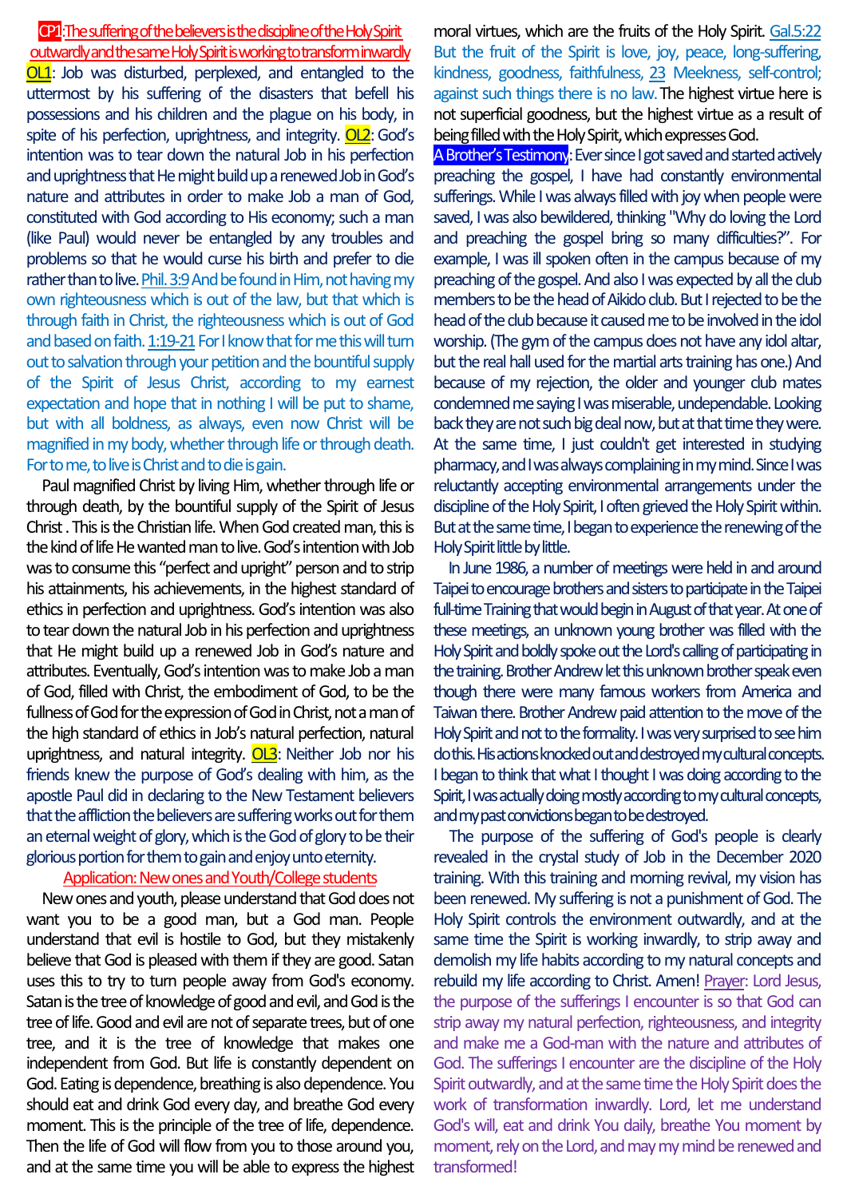## CP1: The suffering of the believers is the discipline of the Holy Spirit outwardly and the same Holy Spirit is working to transform inwardly

**OL1**: Job was disturbed, perplexed, and entangled to the uttermost by his suffering of the disasters that befell his possessions and his children and the plague on his body, in spite of his perfection, uprightness, and integrity. **OL2**: God's intention was to tear down the natural Job in his perfection and uprightness that He might build up a renewed Job in God's nature and attributes in order to make Job a man of God, constituted with God according to His economy; such a man (like Paul) would never be entangled by any troubles and problems so that he would curse his birth and prefer to die rather than to live. Phil. 3:9 And be found in Him, not having my own righteousness which is out of the law, but that which is through faith in Christ, the righteousness which is out of God and based on faith. 1:19-21 For I know that for me this will turn out to salvation through your petition and the bountiful supply of the Spirit of Jesus Christ, according to my earnest expectation and hope that in nothing I will be put to shame, but with all boldness, as always, even now Christ will be magnified in my body, whether through life or through death. For to me, to live is Christ and to die is gain.

Paul magnified Christ by living Him, whether through life or through death, by the bountiful supply of the Spirit of Jesus Christ . This is the Christian life. When God created man, this is the kind of life He wanted man to live. God's intention with Job was to consume this "perfect and upright" person and to strip his attainments, his achievements, in the highest standard of ethics in perfection and uprightness. God's intention was also to tear down the natural Job in his perfection and uprightness that He might build up a renewed Job in God's nature and attributes. Eventually, God's intention was to make Job a man of God, filled with Christ, the embodiment of God, to be the fullness of God for the expression of God in Christ, not a man of the high standard of ethics in Job's natural perfection, natural uprightness, and natural integrity. **OL3**: Neither Job nor his friends knew the purpose of God's dealing with him, as the apostle Paul did in declaring to the New Testament believers that the affliction the believers are suffering works out for them an eternal weight of glory, which is the God of glory to be their glorious portion for them to gain and enjoy unto eternity.

### Application: New ones and Youth/College students

New ones and youth, please understand that God does not want you to be a good man, but a God man. People understand that evil is hostile to God, but they mistakenly believe that God is pleased with them if they are good. Satan uses this to try to turn people away from God's economy. Satan is the tree of knowledge of good and evil, and God is the tree of life. Good and evil are not of separate trees, but of one tree, and it is the tree of knowledge that makes one independent from God. But life is constantly dependent on God. Eating is dependence, breathing is also dependence. You should eat and drink God every day, and breathe God every moment. This is the principle of the tree of life, dependence. Then the life of God will flow from you to those around you, and at the same time you will be able to express the highest moral virtues, which are the fruits of the Holy Spirit. Gal.5:22 But the fruit of the Spirit is love, joy, peace, long-suffering, kindness, goodness, faithfulness, 23 Meekness, self-control; against such things there is no law. The highest virtue here is not superficial goodness, but the highest virtue as a result of being filled with the Holy Spirit, which expresses God.

**A Brother's Testimony**: Ever since I got saved and started actively preaching the gospel, I have had constantly environmental sufferings. While I was always filled with joy when people were saved, I was also bewildered, thinking "Why do loving the Lord and preaching the gospel bring so many difficulties?". For example, I was ill spoken often in the campus because of my preaching of the gospel. And also I was expected by all the club members to be the head of Aikido club. But I rejected to be the head of the club because it caused me to be involved in the idol worship. (The gym of the campus does not have any idol altar, but the real hall used for the martial arts training has one.) And because of my rejection, the older and younger club mates condemned me saying I was miserable, undependable. Looking back they are not such big deal now, but at that time they were. At the same time, I just couldn't get interested in studying pharmacy, and I was always complaining in my mind. Since I was reluctantly accepting environmental arrangements under the discipline of the Holy Spirit, I often grieved the Holy Spirit within. But at the same time, I began to experience the renewing of the Holy Spirit little by little.

In June 1986, a number of meetings were held in and around Taipei to encourage brothers and sisters to participate in the Taipei full-time Training that would begin in August of that year. At one of these meetings, an unknown young brother was filled with the Holy Spirit and boldly spoke out the Lord's calling of participating in the training. Brother Andrew let this unknown brother speak even though there were many famous workers from America and Taiwan there. Brother Andrew paid attention to the move of the Holy Spirit and not to the formality. I was very surprised to see him do this. His actions knocked out and destroyed my cultural concepts. I began to think that what I thought I was doing according to the Spirit, I was actually doing mostly according to my cultural concepts, and my past convictions began to be destroyed.

The purpose of the suffering of God's people is clearly revealed in the crystal study of Job in the December 2020 training. With this training and morning revival, my vision has been renewed. My suffering is not a punishment of God. The Holy Spirit controls the environment outwardly, and at the same time the Spirit is working inwardly, to strip away and demolish my life habits according to my natural concepts and rebuild my life according to Christ. Amen! Prayer: Lord Jesus, the purpose of the sufferings I encounter is so that God can strip away my natural perfection, righteousness, and integrity and make me a God-man with the nature and attributes of God. The sufferings I encounter are the discipline of the Holy Spirit outwardly, and at the same time the Holy Spirit does the work of transformation inwardly. Lord, let me understand God's will, eat and drink You daily, breathe You moment by moment, rely on the Lord, and may my mind be renewed and transformed!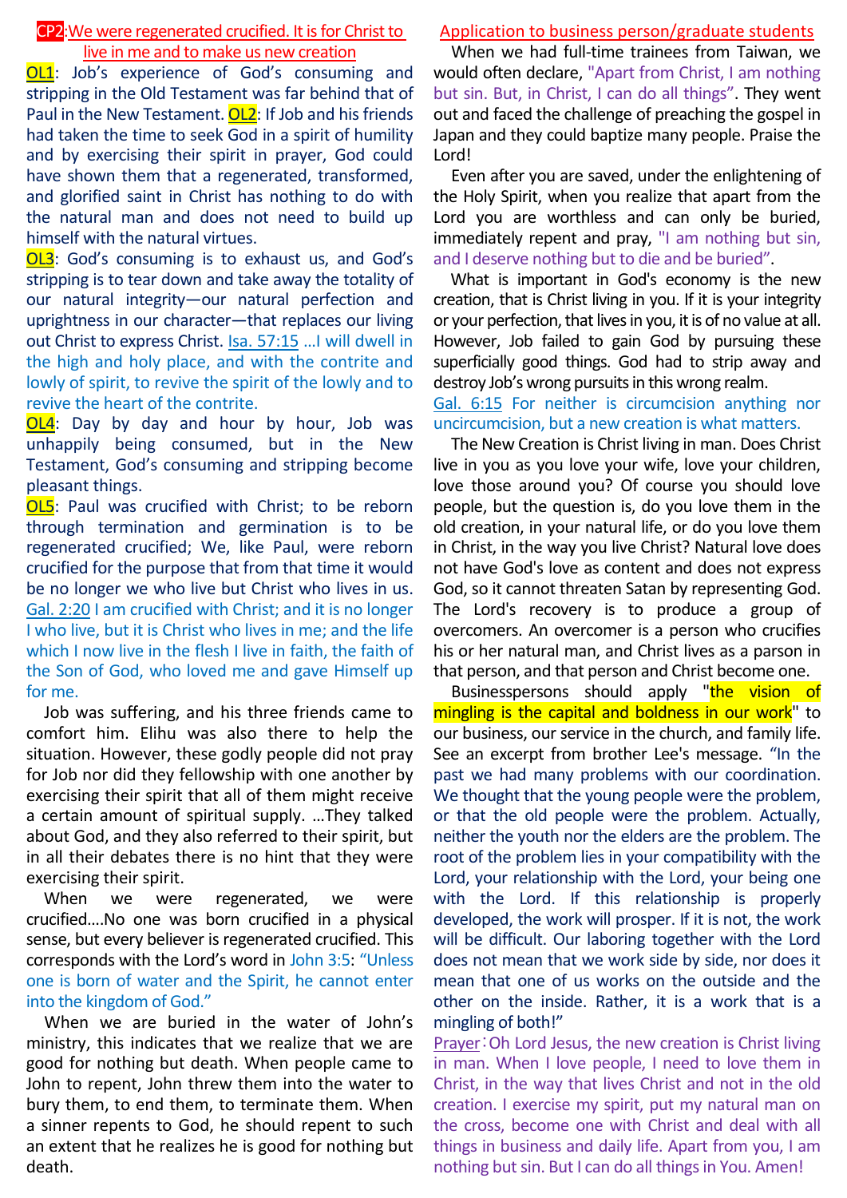## CP2: We were regenerated crucified. It is for Christ to live in me and to make us new creation

**OL1**: Job's experience of God's consuming and stripping in the Old Testament was far behind that of Paul in the New Testament. **OL2**: If Job and his friends had taken the time to seek God in a spirit of humility and by exercising their spirit in prayer, God could have shown them that a regenerated, transformed, and glorified saint in Christ has nothing to do with the natural man and does not need to build up himself with the natural virtues.

**OL3**: God's consuming is to exhaust us, and God's stripping is to tear down and take away the totality of our natural integrity—our natural perfection and uprightness in our character—that replaces our living out Christ to express Christ. Isa. 57:15 …I will dwell in the high and holy place, and with the contrite and lowly of spirit, to revive the spirit of the lowly and to revive the heart of the contrite.

**OL4**: Day by day and hour by hour, Job was unhappily being consumed, but in the New Testament, God's consuming and stripping become pleasant things.

**OL5**: Paul was crucified with Christ; to be reborn through termination and germination is to be regenerated crucified; We, like Paul, were reborn crucified for the purpose that from that time it would be no longer we who live but Christ who lives in us. Gal. 2:20 I am crucified with Christ; and it is no longer I who live, but it is Christ who lives in me; and the life which I now live in the flesh I live in faith, the faith of the Son of God, who loved me and gave Himself up for me.

Job was suffering, and his three friends came to comfort him. Elihu was also there to help the situation. However, these godly people did not pray for Job nor did they fellowship with one another by exercising their spirit that all of them might receive a certain amount of spiritual supply. …They talked about God, and they also referred to their spirit, but in all their debates there is no hint that they were exercising their spirit.

When we were regenerated, we were crucified….No one was born crucified in a physical sense, but every believer is regenerated crucified. This corresponds with the Lord's word in John 3:5: "Unless one is born of water and the Spirit, he cannot enter into the kingdom of God."

When we are buried in the water of John's ministry, this indicates that we realize that we are good for nothing but death. When people came to John to repent, John threw them into the water to bury them, to end them, to terminate them. When a sinner repents to God, he should repent to such an extent that he realizes he is good for nothing but death.

## Application to business person/graduate students

When we had full-time trainees from Taiwan, we would often declare, "Apart from Christ, I am nothing but sin. But, in Christ, I can do all things". They went out and faced the challenge of preaching the gospel in Japan and they could baptize many people. Praise the Lord!

Even after you are saved, under the enlightening of the Holy Spirit, when you realize that apart from the Lord you are worthless and can only be buried, immediately repent and pray, "I am nothing but sin, and I deserve nothing but to die and be buried".

What is important in God's economy is the new creation, that is Christ living in you. If it is your integrity or your perfection, that lives in you, it is of no value at all. However, Job failed to gain God by pursuing these superficially good things. God had to strip away and destroy Job's wrong pursuits in this wrong realm.

Gal. 6:15 For neither is circumcision anything nor uncircumcision, but a new creation is what matters.

The New Creation is Christ living in man. Does Christ live in you as you love your wife, love your children, love those around you? Of course you should love people, but the question is, do you love them in the old creation, in your natural life, or do you love them in Christ, in the way you live Christ? Natural love does not have God's love as content and does not express God, so it cannot threaten Satan by representing God. The Lord's recovery is to produce a group of overcomers. An overcomer is a person who crucifies his or her natural man, and Christ lives as a parson in that person, and that person and Christ become one.

Businesspersons should apply "the vision of mingling is the capital and boldness in our work" to our business, our service in the church, and family life. See an excerpt from brother Lee's message. "In the past we had many problems with our coordination. We thought that the young people were the problem, or that the old people were the problem. Actually, neither the youth nor the elders are the problem. The root of the problem lies in your compatibility with the Lord, your relationship with the Lord, your being one with the Lord. If this relationship is properly developed, the work will prosper. If it is not, the work will be difficult. Our laboring together with the Lord does not mean that we work side by side, nor does it mean that one of us works on the outside and the other on the inside. Rather, it is a work that is a mingling of both!"

Prayer：Oh Lord Jesus, the new creation is Christ living in man. When I love people, I need to love them in Christ, in the way that lives Christ and not in the old creation. I exercise my spirit, put my natural man on the cross, become one with Christ and deal with all things in business and daily life. Apart from you, I am nothing but sin. But I can do all things in You. Amen!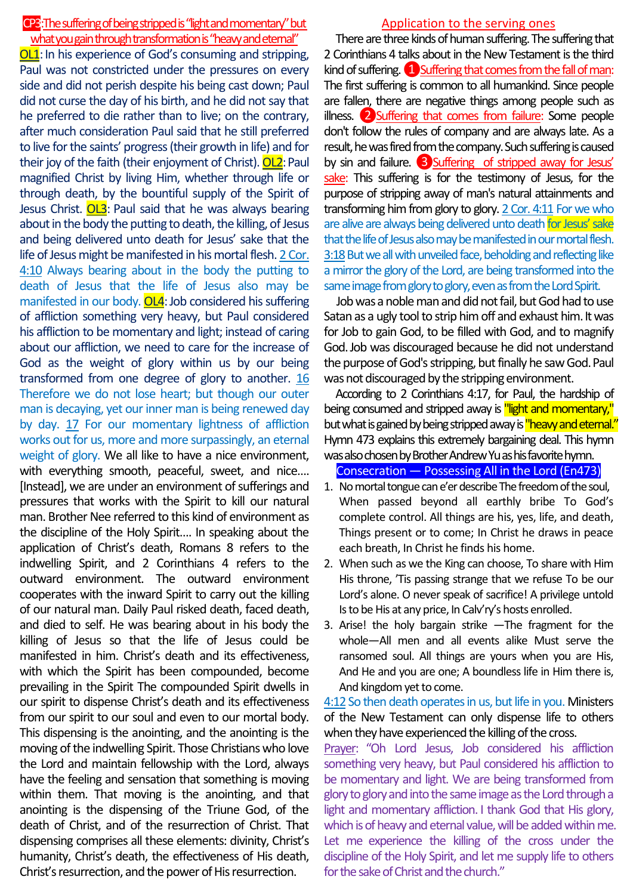## CP3: The suffering of being stripped is "light and momentary" but what you gain through transformation is "heavy and eternal"

OL1: In his experience of God's consuming and stripping, Paul was not constricted under the pressures on every side and did not perish despite his being cast down; Paul did not curse the day of his birth, and he did not say that he preferred to die rather than to live; on the contrary, after much consideration Paul said that he still preferred to live for the saints' progress (their growth in life) and for their joy of the faith (their enjoyment of Christ). OL2: Paul magnified Christ by living Him, whether through life or through death, by the bountiful supply of the Spirit of Jesus Christ. OL3: Paul said that he was always bearing about in the body the putting to death, the killing, of Jesus and being delivered unto death for Jesus' sake that the life of Jesus might be manifested in his mortal flesh. 2 Cor. 4:10 Always bearing about in the body the putting to death of Jesus that the life of Jesus also may be manifested in our body. OL4: Job considered his suffering of affliction something very heavy, but Paul considered his affliction to be momentary and light; instead of caring about our affliction, we need to care for the increase of God as the weight of glory within us by our being transformed from one degree of glory to another. 16 Therefore we do not lose heart; but though our outer man is decaying, yet our inner man is being renewed day by day. 17 For our momentary lightness of affliction works out for us, more and more surpassingly, an eternal weight of glory. We all like to have a nice environment, with everything smooth, peaceful, sweet, and nice.... [Instead], we are under an environment of sufferings and pressures that works with the Spirit to kill our natural man. Brother Nee referred to this kind of environment as the discipline of the Holy Spirit.... In speaking about the application of Christ's death, Romans 8 refers to the indwelling Spirit, and 2 Corinthians 4 refers to the outward environment. The outward environment cooperates with the inward Spirit to carry out the killing of our natural man. Daily Paul risked death, faced death, and died to self. He was bearing about in his body the killing of Jesus so that the life of Jesus could be manifested in him. Christ's death and its effectiveness, with which the Spirit has been compounded, become prevailing in the Spirit The compounded Spirit dwells in our spirit to dispense Christ's death and its effectiveness from our spirit to our soul and even to our mortal body. This dispensing is the anointing, and the anointing is the moving of the indwelling Spirit. Those Christians who love the Lord and maintain fellowship with the Lord, always have the feeling and sensation that something is moving within them. That moving is the anointing, and that anointing is the dispensing of the Triune God, of the death of Christ, and of the resurrection of Christ. That dispensing comprises all these elements: divinity, Christ's humanity, Christ's death, the effectiveness of His death, Christ's resurrection, and the power of His resurrection.

### Application to the serving ones

There are three kinds of human suffering. The suffering that 2 Corinthians 4 talks about in the New Testament is the third kind of suffering. ❶Suffering that comes from the fall of man: The first suffering is common to all humankind. Since people are fallen, there are negative things among people such as illness. ❷Suffering that comes from failure: Some people don't follow the rules of company and are always late. As a result, he was fired from the company. Such suffering is caused by sin and failure. ❸Suffering of stripped away for Jesus' sake: This suffering is for the testimony of Jesus, for the purpose of stripping away of man's natural attainments and transforming him from glory to glory. 2 Cor. 4:11 For we who are alive are always being delivered unto death for Jesus' sake that the life of Jesus also may be manifested in our mortal flesh. 3:18 But we all with unveiled face, beholding and reflecting like a mirror the glory of the Lord, are being transformed into the same image from glory to glory, even as from the Lord Spirit.

Job was a noble man and did not fail, but God had to use Satan as a ugly tool to strip him off and exhaust him. It was for Job to gain God, to be filled with God, and to magnify God. Job was discouraged because he did not understand the purpose of God's stripping, but finally he saw God. Paul was not discouraged by the stripping environment.

According to 2 Corinthians 4:17, for Paul, the hardship of being consumed and stripped away is "light and momentary," but what is gained by being stripped away is "heavy and eternal." Hymn 473 explains this extremely bargaining deal. This hymn was also chosen by Brother Andrew Yu as his favorite hymn.

**Consecration — Possessing All in the Lord (En473)**

1. No mortal tongue can e'er describe The freedom of the soul, When passed beyond all earthly bribe To God's complete control. All things are his, yes, life, and death, Things present or to come; In Christ he draws in peace each breath, In Christ he finds his home.
2. When such as we the King can choose, To share with Him His throne, 'Tis passing strange that we refuse To be our Lord's alone. O never speak of sacrifice! A privilege untold Is to be His at any price, In Calv'ry's hosts enrolled.
3. Arise! the holy bargain strike —The fragment for the whole—All men and all events alike Must serve the ransomed soul. All things are yours when you are His, And He and you are one; A boundless life in Him there is, And kingdom yet to come.

4:12 So then death operates in us, but life in you. Ministers of the New Testament can only dispense life to others when they have experienced the killing of the cross.

Prayer: "Oh Lord Jesus, Job considered his affliction something very heavy, but Paul considered his affliction to be momentary and light. We are being transformed from glory to glory and into the same image as the Lord through a light and momentary affliction. I thank God that His glory, which is of heavy and eternal value, will be added within me. Let me experience the killing of the cross under the discipline of the Holy Spirit, and let me supply life to others for the sake of Christ and the church."